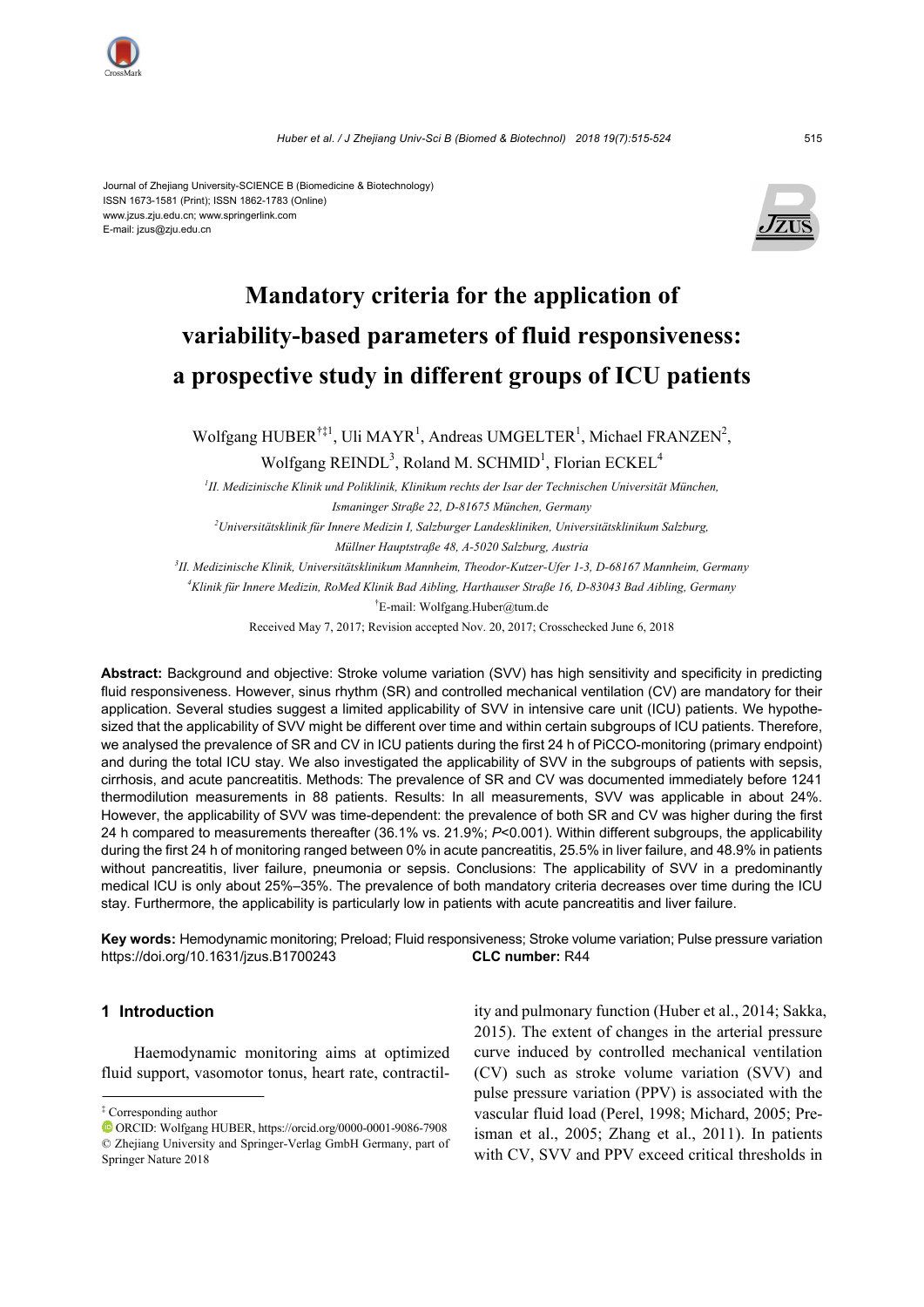Journal of Zhejiang University-SCIENCE B (Biomedicine & Biotechnology)
ISSN 1673-1581 (Print); ISSN 1862-1783 (Online)
www.jzus.zju.edu.cn; www.springerlink.com
E-mail: jzus@zju.edu.cn

# Mandatory criteria for the application of variability-based parameters of fluid responsiveness: a prospective study in different groups of ICU patients

Wolfgang HUBER[†‡1], Uli MAYR[1], Andreas UMGELTER[1], Michael FRANZEN[2], Wolfgang REINDL[3], Roland M. SCHMID[1], Florian ECKEL[4]

[1]*II. Medizinische Klinik und Poliklinik, Klinikum rechts der Isar der Technischen Universität München, Ismaninger Straße 22, D-81675 München, Germany*

[2]*Universitätsklinik für Innere Medizin I, Salzburger Landeskliniken, Universitätsklinikum Salzburg, Müllner Hauptstraße 48, A-5020 Salzburg, Austria*

[3]*II. Medizinische Klinik, Universitätsklinikum Mannheim, Theodor-Kutzer-Ufer 1-3, D-68167 Mannheim, Germany*

[4]*Klinik für Innere Medizin, RoMed Klinik Bad Aibling, Harthauser Straße 16, D-83043 Bad Aibling, Germany*

[†]E-mail: Wolfgang.Huber@tum.de

Received May 7, 2017; Revision accepted Nov. 20, 2017; Crosschecked June 6, 2018

**Abstract:** Background and objective: Stroke volume variation (SVV) has high sensitivity and specificity in predicting fluid responsiveness. However, sinus rhythm (SR) and controlled mechanical ventilation (CV) are mandatory for their application. Several studies suggest a limited applicability of SVV in intensive care unit (ICU) patients. We hypothesized that the applicability of SVV might be different over time and within certain subgroups of ICU patients. Therefore, we analysed the prevalence of SR and CV in ICU patients during the first 24 h of PiCCO-monitoring (primary endpoint) and during the total ICU stay. We also investigated the applicability of SVV in the subgroups of patients with sepsis, cirrhosis, and acute pancreatitis. Methods: The prevalence of SR and CV was documented immediately before 1241 thermodilution measurements in 88 patients. Results: In all measurements, SVV was applicable in about 24%. However, the applicability of SVV was time-dependent: the prevalence of both SR and CV was higher during the first 24 h compared to measurements thereafter (36.1% vs. 21.9%; $P<0.001$). Within different subgroups, the applicability during the first 24 h of monitoring ranged between 0% in acute pancreatitis, 25.5% in liver failure, and 48.9% in patients without pancreatitis, liver failure, pneumonia or sepsis. Conclusions: The applicability of SVV in a predominantly medical ICU is only about 25%–35%. The prevalence of both mandatory criteria decreases over time during the ICU stay. Furthermore, the applicability is particularly low in patients with acute pancreatitis and liver failure.

**Key words:** Hemodynamic monitoring; Preload; Fluid responsiveness; Stroke volume variation; Pulse pressure variation
https://doi.org/10.1631/jzus.B1700243 **CLC number:** R44

## 1 Introduction

Haemodynamic monitoring aims at optimized fluid support, vasomotor tonus, heart rate, contractility and pulmonary function (Huber et al., 2014; Sakka, 2015). The extent of changes in the arterial pressure curve induced by controlled mechanical ventilation (CV) such as stroke volume variation (SVV) and pulse pressure variation (PPV) is associated with the vascular fluid load (Perel, 1998; Michard, 2005; Preisman et al., 2005; Zhang et al., 2011). In patients with CV, SVV and PPV exceed critical thresholds in

---

[‡] Corresponding author
ORCID: Wolfgang HUBER, https://orcid.org/0000-0001-9086-7908
© Zhejiang University and Springer-Verlag GmbH Germany, part of Springer Nature 2018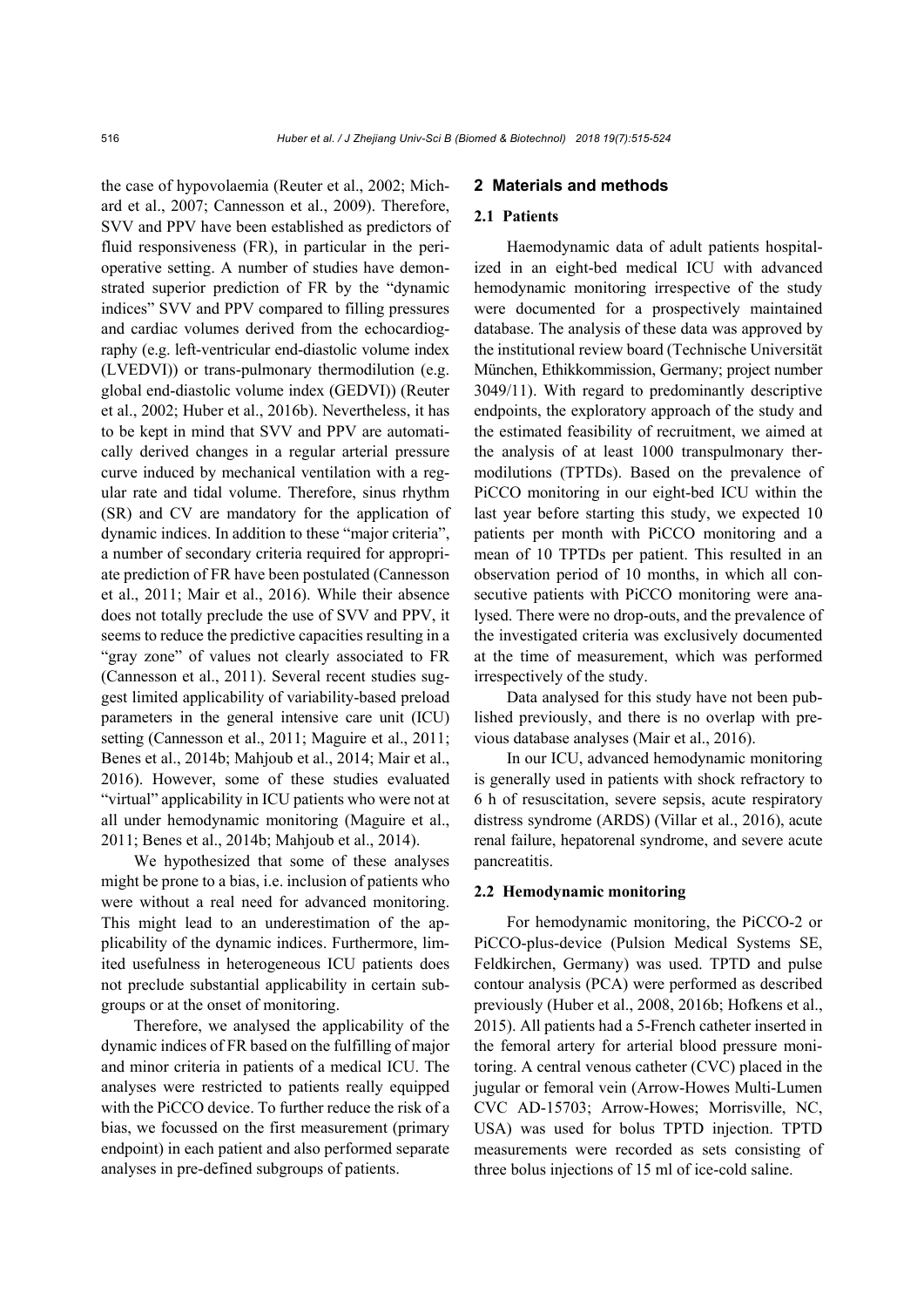the case of hypovolaemia (Reuter et al., 2002; Michard et al., 2007; Cannesson et al., 2009). Therefore, SVV and PPV have been established as predictors of fluid responsiveness (FR), in particular in the perioperative setting. A number of studies have demonstrated superior prediction of FR by the "dynamic indices" SVV and PPV compared to filling pressures and cardiac volumes derived from the echocardiography (e.g. left-ventricular end-diastolic volume index (LVEDVI)) or trans-pulmonary thermodilution (e.g. global end-diastolic volume index (GEDVI)) (Reuter et al., 2002; Huber et al., 2016b). Nevertheless, it has to be kept in mind that SVV and PPV are automatically derived changes in a regular arterial pressure curve induced by mechanical ventilation with a regular rate and tidal volume. Therefore, sinus rhythm (SR) and CV are mandatory for the application of dynamic indices. In addition to these "major criteria", a number of secondary criteria required for appropriate prediction of FR have been postulated (Cannesson et al., 2011; Mair et al., 2016). While their absence does not totally preclude the use of SVV and PPV, it seems to reduce the predictive capacities resulting in a "gray zone" of values not clearly associated to FR (Cannesson et al., 2011). Several recent studies suggest limited applicability of variability-based preload parameters in the general intensive care unit (ICU) setting (Cannesson et al., 2011; Maguire et al., 2011; Benes et al., 2014b; Mahjoub et al., 2014; Mair et al., 2016). However, some of these studies evaluated "virtual" applicability in ICU patients who were not at all under hemodynamic monitoring (Maguire et al., 2011; Benes et al., 2014b; Mahjoub et al., 2014).

We hypothesized that some of these analyses might be prone to a bias, i.e. inclusion of patients who were without a real need for advanced monitoring. This might lead to an underestimation of the applicability of the dynamic indices. Furthermore, limited usefulness in heterogeneous ICU patients does not preclude substantial applicability in certain subgroups or at the onset of monitoring.

Therefore, we analysed the applicability of the dynamic indices of FR based on the fulfilling of major and minor criteria in patients of a medical ICU. The analyses were restricted to patients really equipped with the PiCCO device. To further reduce the risk of a bias, we focussed on the first measurement (primary endpoint) in each patient and also performed separate analyses in pre-defined subgroups of patients.

## 2 Materials and methods

### 2.1 Patients

Haemodynamic data of adult patients hospitalized in an eight-bed medical ICU with advanced hemodynamic monitoring irrespective of the study were documented for a prospectively maintained database. The analysis of these data was approved by the institutional review board (Technische Universität München, Ethikkommission, Germany; project number 3049/11). With regard to predominantly descriptive endpoints, the exploratory approach of the study and the estimated feasibility of recruitment, we aimed at the analysis of at least 1000 transpulmonary thermodilutions (TPTDs). Based on the prevalence of PiCCO monitoring in our eight-bed ICU within the last year before starting this study, we expected 10 patients per month with PiCCO monitoring and a mean of 10 TPTDs per patient. This resulted in an observation period of 10 months, in which all consecutive patients with PiCCO monitoring were analysed. There were no drop-outs, and the prevalence of the investigated criteria was exclusively documented at the time of measurement, which was performed irrespectively of the study.

Data analysed for this study have not been published previously, and there is no overlap with previous database analyses (Mair et al., 2016).

In our ICU, advanced hemodynamic monitoring is generally used in patients with shock refractory to 6 h of resuscitation, severe sepsis, acute respiratory distress syndrome (ARDS) (Villar et al., 2016), acute renal failure, hepatorenal syndrome, and severe acute pancreatitis.

### 2.2 Hemodynamic monitoring

For hemodynamic monitoring, the PiCCO-2 or PiCCO-plus-device (Pulsion Medical Systems SE, Feldkirchen, Germany) was used. TPTD and pulse contour analysis (PCA) were performed as described previously (Huber et al., 2008, 2016b; Hofkens et al., 2015). All patients had a 5-French catheter inserted in the femoral artery for arterial blood pressure monitoring. A central venous catheter (CVC) placed in the jugular or femoral vein (Arrow-Howes Multi-Lumen CVC AD-15703; Arrow-Howes; Morrisville, NC, USA) was used for bolus TPTD injection. TPTD measurements were recorded as sets consisting of three bolus injections of 15 ml of ice-cold saline.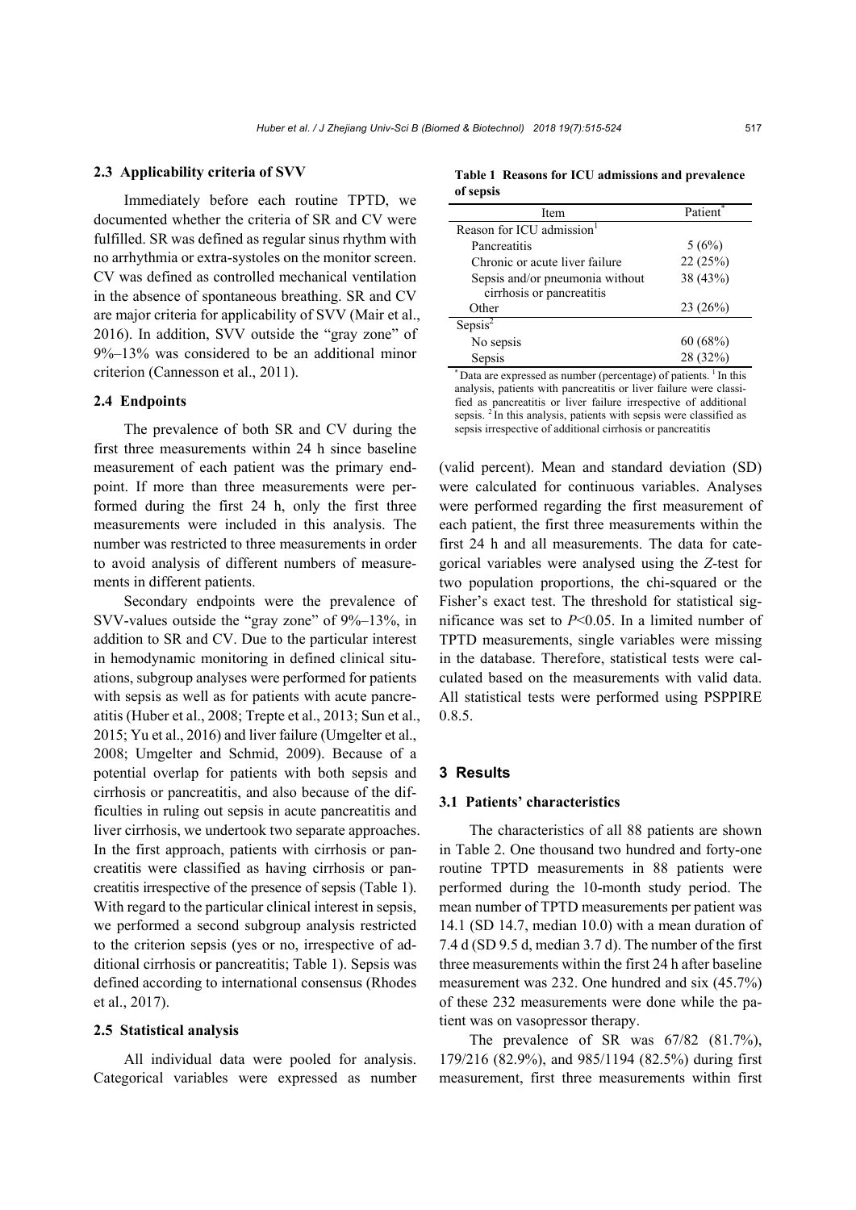### 2.3 Applicability criteria of SVV

Immediately before each routine TPTD, we documented whether the criteria of SR and CV were fulfilled. SR was defined as regular sinus rhythm with no arrhythmia or extra-systoles on the monitor screen. CV was defined as controlled mechanical ventilation in the absence of spontaneous breathing. SR and CV are major criteria for applicability of SVV (Mair et al., 2016). In addition, SVV outside the "gray zone" of 9%–13% was considered to be an additional minor criterion (Cannesson et al., 2011).

### 2.4 Endpoints

The prevalence of both SR and CV during the first three measurements within 24 h since baseline measurement of each patient was the primary endpoint. If more than three measurements were performed during the first 24 h, only the first three measurements were included in this analysis. The number was restricted to three measurements in order to avoid analysis of different numbers of measurements in different patients.

Secondary endpoints were the prevalence of SVV-values outside the "gray zone" of 9%–13%, in addition to SR and CV. Due to the particular interest in hemodynamic monitoring in defined clinical situations, subgroup analyses were performed for patients with sepsis as well as for patients with acute pancreatitis (Huber et al., 2008; Trepte et al., 2013; Sun et al., 2015; Yu et al., 2016) and liver failure (Umgelter et al., 2008; Umgelter and Schmid, 2009). Because of a potential overlap for patients with both sepsis and cirrhosis or pancreatitis, and also because of the difficulties in ruling out sepsis in acute pancreatitis and liver cirrhosis, we undertook two separate approaches. In the first approach, patients with cirrhosis or pancreatitis were classified as having cirrhosis or pancreatitis irrespective of the presence of sepsis (Table 1). With regard to the particular clinical interest in sepsis, we performed a second subgroup analysis restricted to the criterion sepsis (yes or no, irrespective of additional cirrhosis or pancreatitis; Table 1). Sepsis was defined according to international consensus (Rhodes et al., 2017).

### 2.5 Statistical analysis

All individual data were pooled for analysis. Categorical variables were expressed as number (valid percent). Mean and standard deviation (SD) were calculated for continuous variables. Analyses were performed regarding the first measurement of each patient, the first three measurements within the first 24 h and all measurements. The data for categorical variables were analysed using the *Z*-test for two population proportions, the chi-squared or the Fisher's exact test. The threshold for statistical significance was set to $P<0.05$. In a limited number of TPTD measurements, single variables were missing in the database. Therefore, statistical tests were calculated based on the measurements with valid data. All statistical tests were performed using PSPPIRE 0.8.5.

**Table 1 Reasons for ICU admissions and prevalence of sepsis**

| Item | Patient* |
|---|---|
| Reason for ICU admission[1] | |
| Pancreatitis | 5 (6%) |
| Chronic or acute liver failure | 22 (25%) |
| Sepsis and/or pneumonia without cirrhosis or pancreatitis | 38 (43%) |
| Other | 23 (26%) |
| Sepsis[2] | |
| No sepsis | 60 (68%) |
| Sepsis | 28 (32%) |

* Data are expressed as number (percentage) of patients. [1] In this analysis, patients with pancreatitis or liver failure were classified as pancreatitis or liver failure irrespective of additional sepsis. [2] In this analysis, patients with sepsis were classified as sepsis irrespective of additional cirrhosis or pancreatitis

## 3 Results

### 3.1 Patients' characteristics

The characteristics of all 88 patients are shown in Table 2. One thousand two hundred and forty-one routine TPTD measurements in 88 patients were performed during the 10-month study period. The mean number of TPTD measurements per patient was 14.1 (SD 14.7, median 10.0) with a mean duration of 7.4 d (SD 9.5 d, median 3.7 d). The number of the first three measurements within the first 24 h after baseline measurement was 232. One hundred and six (45.7%) of these 232 measurements were done while the patient was on vasopressor therapy.

The prevalence of SR was 67/82 (81.7%), 179/216 (82.9%), and 985/1194 (82.5%) during first measurement, first three measurements within first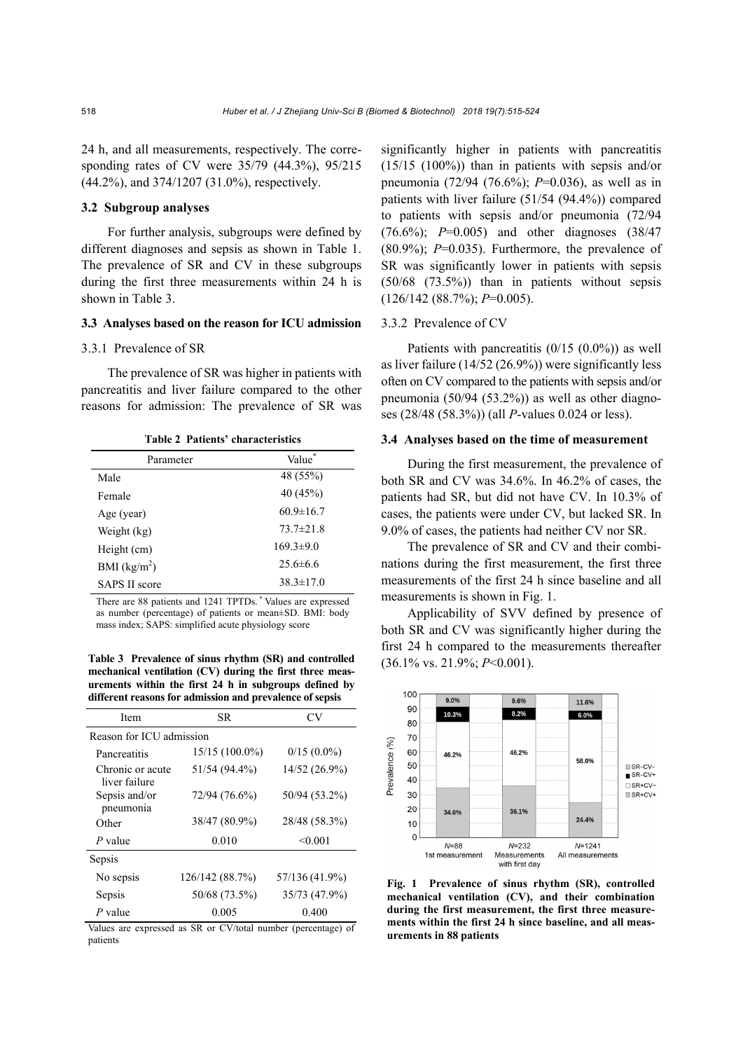24 h, and all measurements, respectively. The corresponding rates of CV were 35/79 (44.3%), 95/215 (44.2%), and 374/1207 (31.0%), respectively.

### 3.2 Subgroup analyses

For further analysis, subgroups were defined by different diagnoses and sepsis as shown in Table 1. The prevalence of SR and CV in these subgroups during the first three measurements within 24 h is shown in Table 3.

### 3.3 Analyses based on the reason for ICU admission

#### 3.3.1 Prevalence of SR

The prevalence of SR was higher in patients with pancreatitis and liver failure compared to the other reasons for admission: The prevalence of SR was significantly higher in patients with pancreatitis (15/15 (100%)) than in patients with sepsis and/or pneumonia (72/94 (76.6%); *P*=0.036), as well as in patients with liver failure (51/54 (94.4%)) compared to patients with sepsis and/or pneumonia (72/94 (76.6%); *P*=0.005) and other diagnoses (38/47 (80.9%); *P*=0.035). Furthermore, the prevalence of SR was significantly lower in patients with sepsis (50/68 (73.5%)) than in patients without sepsis (126/142 (88.7%); *P*=0.005).

**Table 2 Patients' characteristics**

| Parameter | Value* |
|---|---|
| Male | 48 (55%) |
| Female | 40 (45%) |
| Age (year) | 60.9±16.7 |
| Weight (kg) | 73.7±21.8 |
| Height (cm) | 169.3±9.0 |
| BMI (kg/m$^2$) | 25.6±6.6 |
| SAPS II score | 38.3±17.0 |

There are 88 patients and 1241 TPTDs. * Values are expressed as number (percentage) of patients or mean±SD. BMI: body mass index; SAPS: simplified acute physiology score

**Table 3 Prevalence of sinus rhythm (SR) and controlled mechanical ventilation (CV) during the first three measurements within the first 24 h in subgroups defined by different reasons for admission and prevalence of sepsis**

| Item | SR | CV |
|---|---|---|
| Reason for ICU admission | | |
| Pancreatitis | 15/15 (100.0%) | 0/15 (0.0%) |
| Chronic or acute liver failure | 51/54 (94.4%) | 14/52 (26.9%) |
| Sepsis and/or pneumonia | 72/94 (76.6%) | 50/94 (53.2%) |
| Other | 38/47 (80.9%) | 28/48 (58.3%) |
| *P* value | 0.010 | <0.001 |
| Sepsis | | |
| No sepsis | 126/142 (88.7%) | 57/136 (41.9%) |
| Sepsis | 50/68 (73.5%) | 35/73 (47.9%) |
| *P* value | 0.005 | 0.400 |

Values are expressed as SR or CV/total number (percentage) of patients

#### 3.3.2 Prevalence of CV

Patients with pancreatitis (0/15 (0.0%)) as well as liver failure (14/52 (26.9%)) were significantly less often on CV compared to the patients with sepsis and/or pneumonia (50/94 (53.2%)) as well as other diagnoses (28/48 (58.3%)) (all *P*-values 0.024 or less).

### 3.4 Analyses based on the time of measurement

During the first measurement, the prevalence of both SR and CV was 34.6%. In 46.2% of cases, the patients had SR, but did not have CV. In 10.3% of cases, the patients were under CV, but lacked SR. In 9.0% of cases, the patients had neither CV nor SR.

The prevalence of SR and CV and their combinations during the first measurement, the first three measurements of the first 24 h since baseline and all measurements is shown in Fig. 1.

Applicability of SVV defined by presence of both SR and CV was significantly higher during the first 24 h compared to the measurements thereafter (36.1% vs. 21.9%; *P*<0.001).

**Fig. 1 Prevalence of sinus rhythm (SR), controlled mechanical ventilation (CV), and their combination during the first measurement, the first three measurements within the first 24 h since baseline, and all measurements in 88 patients**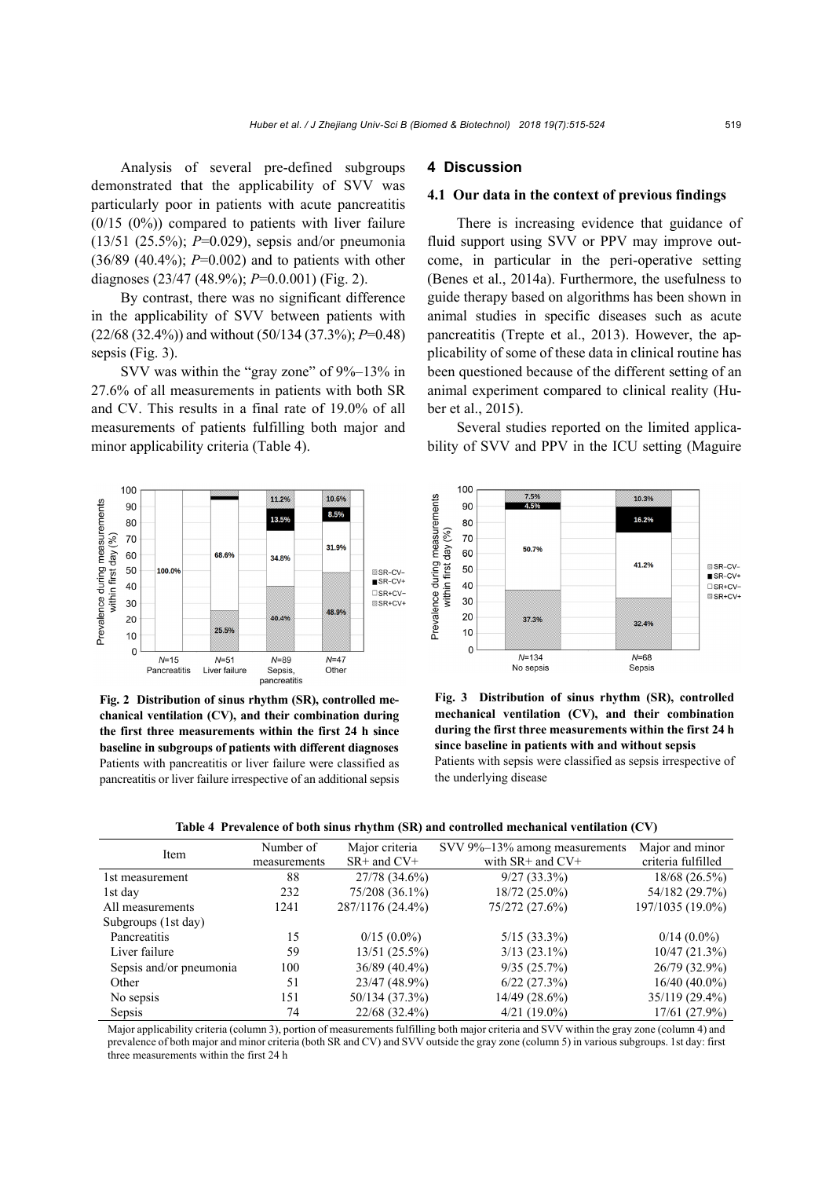Analysis of several pre-defined subgroups demonstrated that the applicability of SVV was particularly poor in patients with acute pancreatitis (0/15 (0%)) compared to patients with liver failure (13/51 (25.5%); *P*=0.029), sepsis and/or pneumonia (36/89 (40.4%); *P*=0.002) and to patients with other diagnoses (23/47 (48.9%); *P*=0.0.001) (Fig. 2).

By contrast, there was no significant difference in the applicability of SVV between patients with (22/68 (32.4%)) and without (50/134 (37.3%); *P*=0.48) sepsis (Fig. 3).

SVV was within the "gray zone" of 9%–13% in 27.6% of all measurements in patients with both SR and CV. This results in a final rate of 19.0% of all measurements of patients fulfilling both major and minor applicability criteria (Table 4).

**Fig. 2 Distribution of sinus rhythm (SR), controlled mechanical ventilation (CV), and their combination during the first three measurements within the first 24 h since baseline in subgroups of patients with different diagnoses**
Patients with pancreatitis or liver failure were classified as pancreatitis or liver failure irrespective of an additional sepsis

**Fig. 3 Distribution of sinus rhythm (SR), controlled mechanical ventilation (CV), and their combination during the first three measurements within the first 24 h since baseline in patients with and without sepsis**
Patients with sepsis were classified as sepsis irrespective of the underlying disease

**Table 4 Prevalence of both sinus rhythm (SR) and controlled mechanical ventilation (CV)**

| Item | Number of measurements | Major criteria SR+ and CV+ | SVV 9%–13% among measurements with SR+ and CV+ | Major and minor criteria fulfilled |
|---|---|---|---|---|
| 1st measurement | 88 | 27/78 (34.6%) | 9/27 (33.3%) | 18/68 (26.5%) |
| 1st day | 232 | 75/208 (36.1%) | 18/72 (25.0%) | 54/182 (29.7%) |
| All measurements | 1241 | 287/1176 (24.4%) | 75/272 (27.6%) | 197/1035 (19.0%) |
| Subgroups (1st day) | | | | |
| Pancreatitis | 15 | 0/15 (0.0%) | 5/15 (33.3%) | 0/14 (0.0%) |
| Liver failure | 59 | 13/51 (25.5%) | 3/13 (23.1%) | 10/47 (21.3%) |
| Sepsis and/or pneumonia | 100 | 36/89 (40.4%) | 9/35 (25.7%) | 26/79 (32.9%) |
| Other | 51 | 23/47 (48.9%) | 6/22 (27.3%) | 16/40 (40.0%) |
| No sepsis | 151 | 50/134 (37.3%) | 14/49 (28.6%) | 35/119 (29.4%) |
| Sepsis | 74 | 22/68 (32.4%) | 4/21 (19.0%) | 17/61 (27.9%) |

Major applicability criteria (column 3), portion of measurements fulfilling both major criteria and SVV within the gray zone (column 4) and prevalence of both major and minor criteria (both SR and CV) and SVV outside the gray zone (column 5) in various subgroups. 1st day: first three measurements within the first 24 h

## 4 Discussion

### 4.1 Our data in the context of previous findings

There is increasing evidence that guidance of fluid support using SVV or PPV may improve outcome, in particular in the peri-operative setting (Benes et al., 2014a). Furthermore, the usefulness to guide therapy based on algorithms has been shown in animal studies in specific diseases such as acute pancreatitis (Trepte et al., 2013). However, the applicability of some of these data in clinical routine has been questioned because of the different setting of an animal experiment compared to clinical reality (Huber et al., 2015).

Several studies reported on the limited applicability of SVV and PPV in the ICU setting (Maguire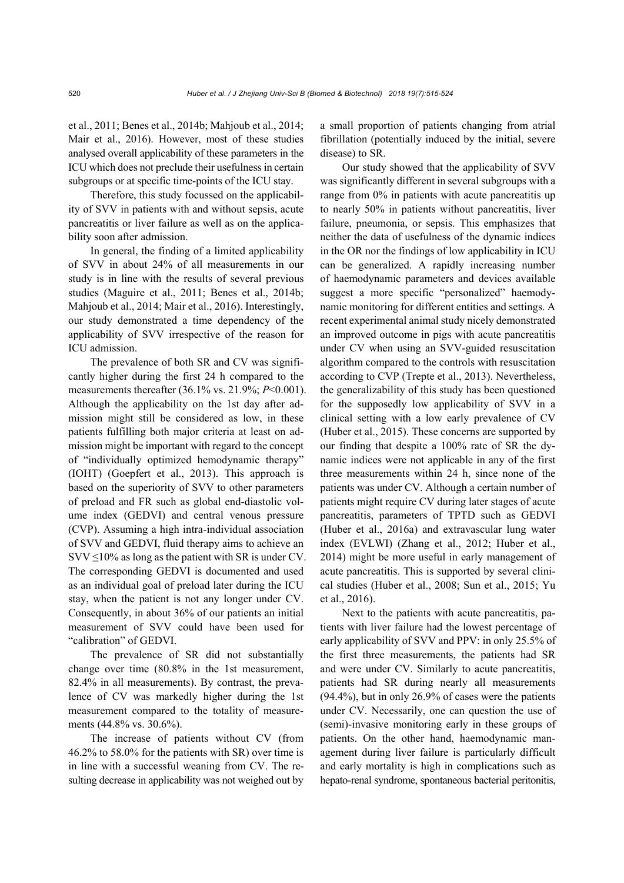et al., 2011; Benes et al., 2014b; Mahjoub et al., 2014; Mair et al., 2016). However, most of these studies analysed overall applicability of these parameters in the ICU which does not preclude their usefulness in certain subgroups or at specific time-points of the ICU stay.

Therefore, this study focussed on the applicability of SVV in patients with and without sepsis, acute pancreatitis or liver failure as well as on the applicability soon after admission.

In general, the finding of a limited applicability of SVV in about 24% of all measurements in our study is in line with the results of several previous studies (Maguire et al., 2011; Benes et al., 2014b; Mahjoub et al., 2014; Mair et al., 2016). Interestingly, our study demonstrated a time dependency of the applicability of SVV irrespective of the reason for ICU admission.

The prevalence of both SR and CV was significantly higher during the first 24 h compared to the measurements thereafter (36.1% vs. 21.9%; $P<0.001$). Although the applicability on the 1st day after admission might still be considered as low, in these patients fulfilling both major criteria at least on admission might be important with regard to the concept of "individually optimized hemodynamic therapy" (IOHT) (Goepfert et al., 2013). This approach is based on the superiority of SVV to other parameters of preload and FR such as global end-diastolic volume index (GEDVI) and central venous pressure (CVP). Assuming a high intra-individual association of SVV and GEDVI, fluid therapy aims to achieve an SVV $\leq$10% as long as the patient with SR is under CV. The corresponding GEDVI is documented and used as an individual goal of preload later during the ICU stay, when the patient is not any longer under CV. Consequently, in about 36% of our patients an initial measurement of SVV could have been used for "calibration" of GEDVI.

The prevalence of SR did not substantially change over time (80.8% in the 1st measurement, 82.4% in all measurements). By contrast, the prevalence of CV was markedly higher during the 1st measurement compared to the totality of measurements (44.8% vs. 30.6%).

The increase of patients without CV (from 46.2% to 58.0% for the patients with SR) over time is in line with a successful weaning from CV. The resulting decrease in applicability was not weighed out by a small proportion of patients changing from atrial fibrillation (potentially induced by the initial, severe disease) to SR.

Our study showed that the applicability of SVV was significantly different in several subgroups with a range from 0% in patients with acute pancreatitis up to nearly 50% in patients without pancreatitis, liver failure, pneumonia, or sepsis. This emphasizes that neither the data of usefulness of the dynamic indices in the OR nor the findings of low applicability in ICU can be generalized. A rapidly increasing number of haemodynamic parameters and devices available suggest a more specific "personalized" haemodynamic monitoring for different entities and settings. A recent experimental animal study nicely demonstrated an improved outcome in pigs with acute pancreatitis under CV when using an SVV-guided resuscitation algorithm compared to the controls with resuscitation according to CVP (Trepte et al., 2013). Nevertheless, the generalizability of this study has been questioned for the supposedly low applicability of SVV in a clinical setting with a low early prevalence of CV (Huber et al., 2015). These concerns are supported by our finding that despite a 100% rate of SR the dynamic indices were not applicable in any of the first three measurements within 24 h, since none of the patients was under CV. Although a certain number of patients might require CV during later stages of acute pancreatitis, parameters of TPTD such as GEDVI (Huber et al., 2016a) and extravascular lung water index (EVLWI) (Zhang et al., 2012; Huber et al., 2014) might be more useful in early management of acute pancreatitis. This is supported by several clinical studies (Huber et al., 2008; Sun et al., 2015; Yu et al., 2016).

Next to the patients with acute pancreatitis, patients with liver failure had the lowest percentage of early applicability of SVV and PPV: in only 25.5% of the first three measurements, the patients had SR and were under CV. Similarly to acute pancreatitis, patients had SR during nearly all measurements (94.4%), but in only 26.9% of cases were the patients under CV. Necessarily, one can question the use of (semi)-invasive monitoring early in these groups of patients. On the other hand, haemodynamic management during liver failure is particularly difficult and early mortality is high in complications such as hepato-renal syndrome, spontaneous bacterial peritonitis,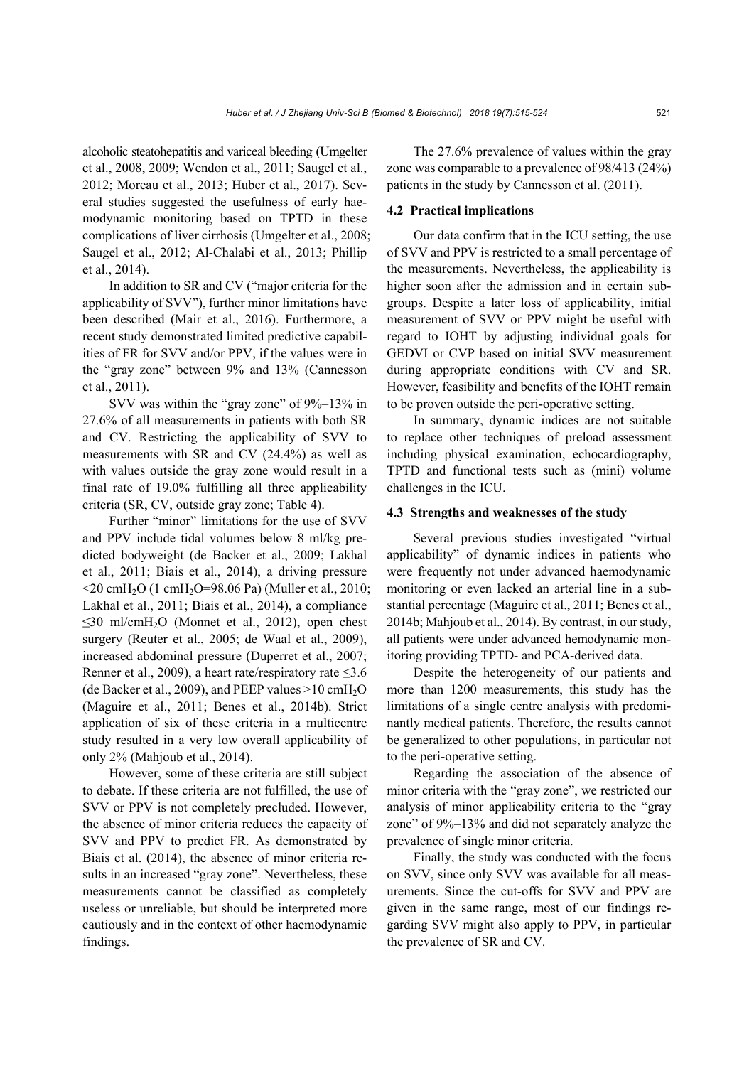alcoholic steatohepatitis and variceal bleeding (Umgelter et al., 2008, 2009; Wendon et al., 2011; Saugel et al., 2012; Moreau et al., 2013; Huber et al., 2017). Several studies suggested the usefulness of early haemodynamic monitoring based on TPTD in these complications of liver cirrhosis (Umgelter et al., 2008; Saugel et al., 2012; Al-Chalabi et al., 2013; Phillip et al., 2014).

In addition to SR and CV ("major criteria for the applicability of SVV"), further minor limitations have been described (Mair et al., 2016). Furthermore, a recent study demonstrated limited predictive capabilities of FR for SVV and/or PPV, if the values were in the "gray zone" between 9% and 13% (Cannesson et al., 2011).

SVV was within the "gray zone" of 9%–13% in 27.6% of all measurements in patients with both SR and CV. Restricting the applicability of SVV to measurements with SR and CV (24.4%) as well as with values outside the gray zone would result in a final rate of 19.0% fulfilling all three applicability criteria (SR, CV, outside gray zone; Table 4).

Further "minor" limitations for the use of SVV and PPV include tidal volumes below 8 ml/kg predicted bodyweight (de Backer et al., 2009; Lakhal et al., 2011; Biais et al., 2014), a driving pressure <20 $cmH_2O$ (1 $cmH_2O$=98.06 Pa) (Muller et al., 2010; Lakhal et al., 2011; Biais et al., 2014), a compliance ≤30 ml/$cmH_2O$ (Monnet et al., 2012), open chest surgery (Reuter et al., 2005; de Waal et al., 2009), increased abdominal pressure (Duperret et al., 2007; Renner et al., 2009), a heart rate/respiratory rate ≤3.6 (de Backer et al., 2009), and PEEP values >10 $cmH_2O$ (Maguire et al., 2011; Benes et al., 2014b). Strict application of six of these criteria in a multicentre study resulted in a very low overall applicability of only 2% (Mahjoub et al., 2014).

However, some of these criteria are still subject to debate. If these criteria are not fulfilled, the use of SVV or PPV is not completely precluded. However, the absence of minor criteria reduces the capacity of SVV and PPV to predict FR. As demonstrated by Biais et al. (2014), the absence of minor criteria results in an increased "gray zone". Nevertheless, these measurements cannot be classified as completely useless or unreliable, but should be interpreted more cautiously and in the context of other haemodynamic findings.

The 27.6% prevalence of values within the gray zone was comparable to a prevalence of 98/413 (24%) patients in the study by Cannesson et al. (2011).

### 4.2 Practical implications

Our data confirm that in the ICU setting, the use of SVV and PPV is restricted to a small percentage of the measurements. Nevertheless, the applicability is higher soon after the admission and in certain subgroups. Despite a later loss of applicability, initial measurement of SVV or PPV might be useful with regard to IOHT by adjusting individual goals for GEDVI or CVP based on initial SVV measurement during appropriate conditions with CV and SR. However, feasibility and benefits of the IOHT remain to be proven outside the peri-operative setting.

In summary, dynamic indices are not suitable to replace other techniques of preload assessment including physical examination, echocardiography, TPTD and functional tests such as (mini) volume challenges in the ICU.

### 4.3 Strengths and weaknesses of the study

Several previous studies investigated "virtual applicability" of dynamic indices in patients who were frequently not under advanced haemodynamic monitoring or even lacked an arterial line in a substantial percentage (Maguire et al., 2011; Benes et al., 2014b; Mahjoub et al., 2014). By contrast, in our study, all patients were under advanced hemodynamic monitoring providing TPTD- and PCA-derived data.

Despite the heterogeneity of our patients and more than 1200 measurements, this study has the limitations of a single centre analysis with predominantly medical patients. Therefore, the results cannot be generalized to other populations, in particular not to the peri-operative setting.

Regarding the association of the absence of minor criteria with the "gray zone", we restricted our analysis of minor applicability criteria to the "gray zone" of 9%–13% and did not separately analyze the prevalence of single minor criteria.

Finally, the study was conducted with the focus on SVV, since only SVV was available for all measurements. Since the cut-offs for SVV and PPV are given in the same range, most of our findings regarding SVV might also apply to PPV, in particular the prevalence of SR and CV.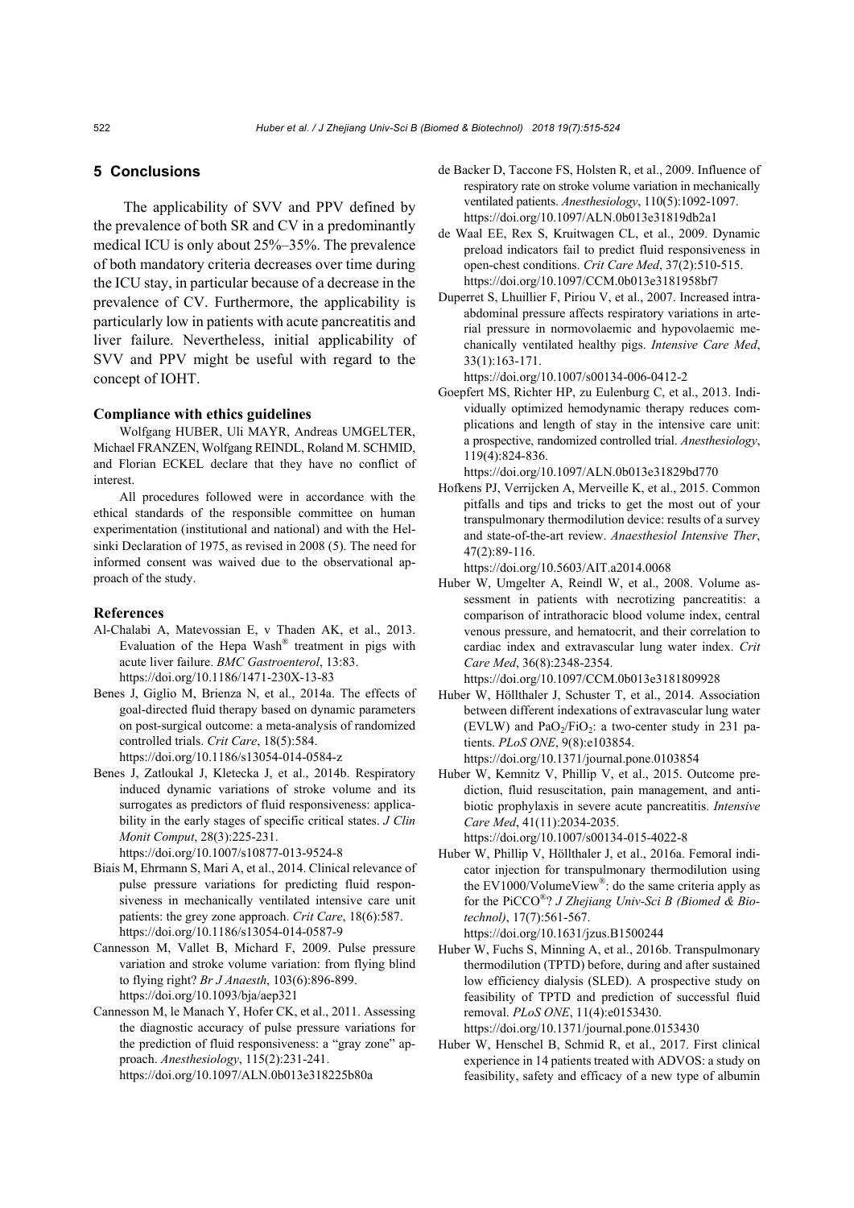## 5 Conclusions

The applicability of SVV and PPV defined by the prevalence of both SR and CV in a predominantly medical ICU is only about 25%–35%. The prevalence of both mandatory criteria decreases over time during the ICU stay, in particular because of a decrease in the prevalence of CV. Furthermore, the applicability is particularly low in patients with acute pancreatitis and liver failure. Nevertheless, initial applicability of SVV and PPV might be useful with regard to the concept of IOHT.

### Compliance with ethics guidelines

Wolfgang HUBER, Uli MAYR, Andreas UMGELTER, Michael FRANZEN, Wolfgang REINDL, Roland M. SCHMID, and Florian ECKEL declare that they have no conflict of interest.

All procedures followed were in accordance with the ethical standards of the responsible committee on human experimentation (institutional and national) and with the Helsinki Declaration of 1975, as revised in 2008 (5). The need for informed consent was waived due to the observational approach of the study.

### References

Al-Chalabi A, Matevossian E, v Thaden AK, et al., 2013. Evaluation of the Hepa Wash® treatment in pigs with acute liver failure. *BMC Gastroenterol*, 13:83. https://doi.org/10.1186/1471-230X-13-83

Benes J, Giglio M, Brienza N, et al., 2014a. The effects of goal-directed fluid therapy based on dynamic parameters on post-surgical outcome: a meta-analysis of randomized controlled trials. *Crit Care*, 18(5):584. https://doi.org/10.1186/s13054-014-0584-z

Benes J, Zatloukal J, Kletecka J, et al., 2014b. Respiratory induced dynamic variations of stroke volume and its surrogates as predictors of fluid responsiveness: applicability in the early stages of specific critical states. *J Clin Monit Comput*, 28(3):225-231. https://doi.org/10.1007/s10877-013-9524-8

Biais M, Ehrmann S, Mari A, et al., 2014. Clinical relevance of pulse pressure variations for predicting fluid responsiveness in mechanically ventilated intensive care unit patients: the grey zone approach. *Crit Care*, 18(6):587. https://doi.org/10.1186/s13054-014-0587-9

Cannesson M, Vallet B, Michard F, 2009. Pulse pressure variation and stroke volume variation: from flying blind to flying right? *Br J Anaesth*, 103(6):896-899. https://doi.org/10.1093/bja/aep321

Cannesson M, le Manach Y, Hofer CK, et al., 2011. Assessing the diagnostic accuracy of pulse pressure variations for the prediction of fluid responsiveness: a "gray zone" approach. *Anesthesiology*, 115(2):231-241. https://doi.org/10.1097/ALN.0b013e318225b80a

de Backer D, Taccone FS, Holsten R, et al., 2009. Influence of respiratory rate on stroke volume variation in mechanically ventilated patients. *Anesthesiology*, 110(5):1092-1097. https://doi.org/10.1097/ALN.0b013e31819db2a1

de Waal EE, Rex S, Kruitwagen CL, et al., 2009. Dynamic preload indicators fail to predict fluid responsiveness in open-chest conditions. *Crit Care Med*, 37(2):510-515. https://doi.org/10.1097/CCM.0b013e3181958bf7

Duperret S, Lhuillier F, Piriou V, et al., 2007. Increased intra-abdominal pressure affects respiratory variations in arterial pressure in normovolaemic and hypovolaemic mechanically ventilated healthy pigs. *Intensive Care Med*, 33(1):163-171. https://doi.org/10.1007/s00134-006-0412-2

Goepfert MS, Richter HP, zu Eulenburg C, et al., 2013. Individually optimized hemodynamic therapy reduces complications and length of stay in the intensive care unit: a prospective, randomized controlled trial. *Anesthesiology*, 119(4):824-836. https://doi.org/10.1097/ALN.0b013e31829bd770

Hofkens PJ, Verrijcken A, Merveille K, et al., 2015. Common pitfalls and tips and tricks to get the most out of your transpulmonary thermodilution device: results of a survey and state-of-the-art review. *Anaesthesiol Intensive Ther*, 47(2):89-116. https://doi.org/10.5603/AIT.a2014.0068

Huber W, Umgelter A, Reindl W, et al., 2008. Volume assessment in patients with necrotizing pancreatitis: a comparison of intrathoracic blood volume index, central venous pressure, and hematocrit, and their correlation to cardiac index and extravascular lung water index. *Crit Care Med*, 36(8):2348-2354. https://doi.org/10.1097/CCM.0b013e3181809928

Huber W, Höllthaler J, Schuster T, et al., 2014. Association between different indexations of extravascular lung water (EVLW) and $PaO_2/FiO_2$: a two-center study in 231 patients. *PLoS ONE*, 9(8):e103854. https://doi.org/10.1371/journal.pone.0103854

Huber W, Kemnitz V, Phillip V, et al., 2015. Outcome prediction, fluid resuscitation, pain management, and antibiotic prophylaxis in severe acute pancreatitis. *Intensive Care Med*, 41(11):2034-2035. https://doi.org/10.1007/s00134-015-4022-8

Huber W, Phillip V, Höllthaler J, et al., 2016a. Femoral indicator injection for transpulmonary thermodilution using the EV1000/VolumeView®: do the same criteria apply as for the PiCCO®? *J Zhejiang Univ-Sci B (Biomed & Biotechnol)*, 17(7):561-567. https://doi.org/10.1631/jzus.B1500244

Huber W, Fuchs S, Minning A, et al., 2016b. Transpulmonary thermodilution (TPTD) before, during and after sustained low efficiency dialysis (SLED). A prospective study on feasibility of TPTD and prediction of successful fluid removal. *PLoS ONE*, 11(4):e0153430. https://doi.org/10.1371/journal.pone.0153430

Huber W, Henschel B, Schmid R, et al., 2017. First clinical experience in 14 patients treated with ADVOS: a study on feasibility, safety and efficacy of a new type of albumin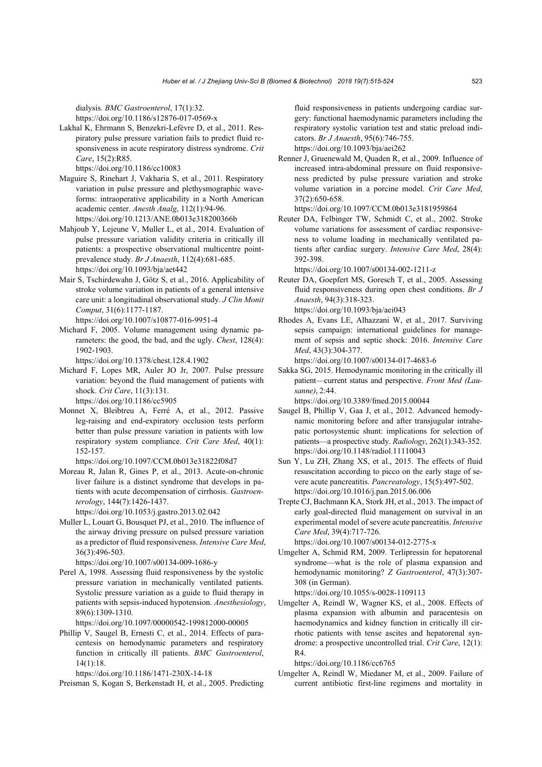dialysis. *BMC Gastroenterol*, 17(1):32.
https://doi.org/10.1186/s12876-017-0569-x

Lakhal K, Ehrmann S, Benzekri-Lefèvre D, et al., 2011. Respiratory pulse pressure variation fails to predict fluid responsiveness in acute respiratory distress syndrome. *Crit Care*, 15(2):R85.
https://doi.org/10.1186/cc10083

Maguire S, Rinehart J, Vakharia S, et al., 2011. Respiratory variation in pulse pressure and plethysmographic waveforms: intraoperative applicability in a North American academic center. *Anesth Analg*, 112(1):94-96.
https://doi.org/10.1213/ANE.0b013e318200366b

Mahjoub Y, Lejeune V, Muller L, et al., 2014. Evaluation of pulse pressure variation validity criteria in critically ill patients: a prospective observational multicentre point-prevalence study. *Br J Anaesth*, 112(4):681-685.
https://doi.org/10.1093/bja/aet442

Mair S, Tschirdewahn J, Götz S, et al., 2016. Applicability of stroke volume variation in patients of a general intensive care unit: a longitudinal observational study. *J Clin Monit Comput*, 31(6):1177-1187.
https://doi.org/10.1007/s10877-016-9951-4

Michard F, 2005. Volume management using dynamic parameters: the good, the bad, and the ugly. *Chest*, 128(4): 1902-1903.
https://doi.org/10.1378/chest.128.4.1902

Michard F, Lopes MR, Auler JO Jr, 2007. Pulse pressure variation: beyond the fluid management of patients with shock. *Crit Care*, 11(3):131.
https://doi.org/10.1186/cc5905

Monnet X, Bleibtreu A, Ferré A, et al., 2012. Passive leg-raising and end-expiratory occlusion tests perform better than pulse pressure variation in patients with low respiratory system compliance. *Crit Care Med*, 40(1): 152-157.
https://doi.org/10.1097/CCM.0b013e31822f08d7

Moreau R, Jalan R, Gines P, et al., 2013. Acute-on-chronic liver failure is a distinct syndrome that develops in patients with acute decompensation of cirrhosis. *Gastroenterology*, 144(7):1426-1437.
https://doi.org/10.1053/j.gastro.2013.02.042

Muller L, Louart G, Bousquet PJ, et al., 2010. The influence of the airway driving pressure on pulsed pressure variation as a predictor of fluid responsiveness. *Intensive Care Med*, 36(3):496-503.
https://doi.org/10.1007/s00134-009-1686-y

Perel A, 1998. Assessing fluid responsiveness by the systolic pressure variation in mechanically ventilated patients. Systolic pressure variation as a guide to fluid therapy in patients with sepsis-induced hypotension. *Anesthesiology*, 89(6):1309-1310.
https://doi.org/10.1097/00000542-199812000-00005

Phillip V, Saugel B, Ernesti C, et al., 2014. Effects of paracentesis on hemodynamic parameters and respiratory function in critically ill patients. *BMC Gastroenterol*, 14(1):18.
https://doi.org/10.1186/1471-230X-14-18

Preisman S, Kogan S, Berkenstadt H, et al., 2005. Predicting fluid responsiveness in patients undergoing cardiac surgery: functional haemodynamic parameters including the respiratory systolic variation test and static preload indicators. *Br J Anaesth*, 95(6):746-755.
https://doi.org/10.1093/bja/aei262

Renner J, Gruenewald M, Quaden R, et al., 2009. Influence of increased intra-abdominal pressure on fluid responsiveness predicted by pulse pressure variation and stroke volume variation in a porcine model. *Crit Care Med*, 37(2):650-658.
https://doi.org/10.1097/CCM.0b013e3181959864

Reuter DA, Felbinger TW, Schmidt C, et al., 2002. Stroke volume variations for assessment of cardiac responsiveness to volume loading in mechanically ventilated patients after cardiac surgery. *Intensive Care Med*, 28(4): 392-398.
https://doi.org/10.1007/s00134-002-1211-z

Reuter DA, Goepfert MS, Goresch T, et al., 2005. Assessing fluid responsiveness during open chest conditions. *Br J Anaesth*, 94(3):318-323.
https://doi.org/10.1093/bja/aei043

Rhodes A, Evans LE, Alhazzani W, et al., 2017. Surviving sepsis campaign: international guidelines for management of sepsis and septic shock: 2016. *Intensive Care Med*, 43(3):304-377.
https://doi.org/10.1007/s00134-017-4683-6

Sakka SG, 2015. Hemodynamic monitoring in the critically ill patient—current status and perspective. *Front Med (Lausanne)*, 2:44.
https://doi.org/10.3389/fmed.2015.00044

Saugel B, Phillip V, Gaa J, et al., 2012. Advanced hemodynamic monitoring before and after transjugular intrahepatic portosystemic shunt: implications for selection of patients—a prospective study. *Radiology*, 262(1):343-352.
https://doi.org/10.1148/radiol.11110043

Sun Y, Lu ZH, Zhang XS, et al., 2015. The effects of fluid resuscitation according to picco on the early stage of severe acute pancreatitis. *Pancreatology*, 15(5):497-502.
https://doi.org/10.1016/j.pan.2015.06.006

Trepte CJ, Bachmann KA, Stork JH, et al., 2013. The impact of early goal-directed fluid management on survival in an experimental model of severe acute pancreatitis. *Intensive Care Med*, 39(4):717-726.
https://doi.org/10.1007/s00134-012-2775-x

Umgelter A, Schmid RM, 2009. Terlipressin for hepatorenal syndrome—what is the role of plasma expansion and hemodynamic monitoring? *Z Gastroenterol*, 47(3):307-308 (in German).
https://doi.org/10.1055/s-0028-1109113

Umgelter A, Reindl W, Wagner KS, et al., 2008. Effects of plasma expansion with albumin and paracentesis on haemodynamics and kidney function in critically ill cirrhotic patients with tense ascites and hepatorenal syndrome: a prospective uncontrolled trial. *Crit Care*, 12(1): R4.
https://doi.org/10.1186/cc6765

Umgelter A, Reindl W, Miedaner M, et al., 2009. Failure of current antibiotic first-line regimens and mortality in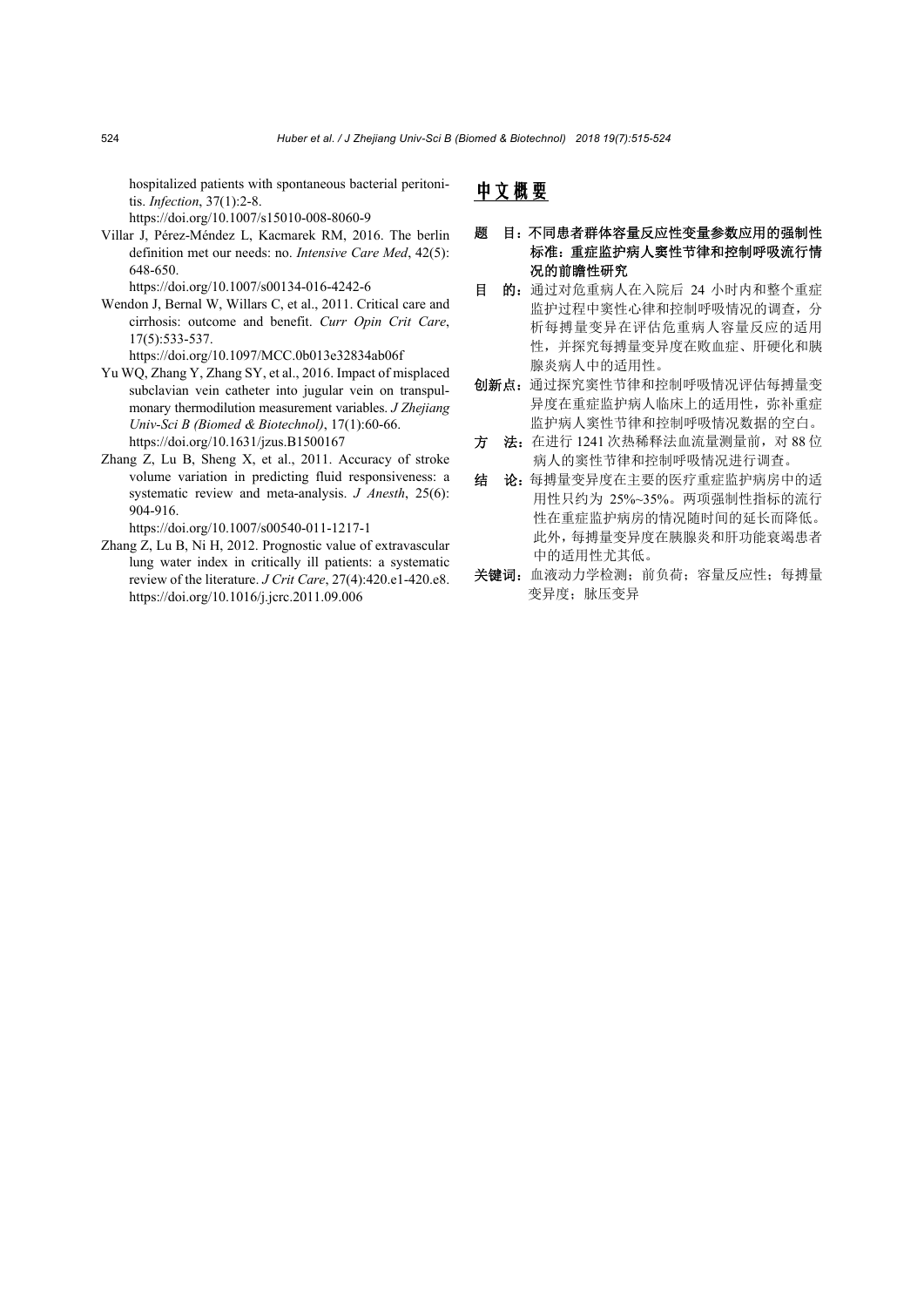hospitalized patients with spontaneous bacterial peritonitis. *Infection*, 37(1):2-8.
https://doi.org/10.1007/s15010-008-8060-9

Villar J, Pérez-Méndez L, Kacmarek RM, 2016. The berlin definition met our needs: no. *Intensive Care Med*, 42(5): 648-650.
https://doi.org/10.1007/s00134-016-4242-6

Wendon J, Bernal W, Willars C, et al., 2011. Critical care and cirrhosis: outcome and benefit. *Curr Opin Crit Care*, 17(5):533-537.
https://doi.org/10.1097/MCC.0b013e32834ab06f

Yu WQ, Zhang Y, Zhang SY, et al., 2016. Impact of misplaced subclavian vein catheter into jugular vein on transpulmonary thermodilution measurement variables. *J Zhejiang Univ-Sci B (Biomed & Biotechnol)*, 17(1):60-66.
https://doi.org/10.1631/jzus.B1500167

Zhang Z, Lu B, Sheng X, et al., 2011. Accuracy of stroke volume variation in predicting fluid responsiveness: a systematic review and meta-analysis. *J Anesth*, 25(6): 904-916.
https://doi.org/10.1007/s00540-011-1217-1

Zhang Z, Lu B, Ni H, 2012. Prognostic value of extravascular lung water index in critically ill patients: a systematic review of the literature. *J Crit Care*, 27(4):420.e1-420.e8.
https://doi.org/10.1016/j.jcrc.2011.09.006

## 中文概要

**题　目：不同患者群体容量反应性变量参数应用的强制性标准：重症监护病人窦性节律和控制呼吸流行情况的前瞻性研究**

**目　的：**通过对危重病人在入院后 24 小时内和整个重症监护过程中窦性心律和控制呼吸情况的调查，分析每搏量变异在评估危重病人容量反应的适用性，并探究每搏量变异度在败血症、肝硬化和胰腺炎病人中的适用性。

**创新点：**通过探究窦性节律和控制呼吸情况评估每搏量变异度在重症监护病人临床上的适用性，弥补重症监护病人窦性节律和控制呼吸情况数据的空白。

**方　法：**在进行 1241 次热稀释法血流量测量前，对 88 位病人的窦性节律和控制呼吸情况进行调查。

**结　论：**每搏量变异度在主要的医疗重症监护病房中的适用性只约为 25%~35%。两项强制性指标的流行性在重症监护病房的情况随时间的延长而降低。此外，每搏量变异度在胰腺炎和肝功能衰竭患者中的适用性尤其低。

**关键词：**血液动力学检测；前负荷；容量反应性；每搏量变异度；脉压变异